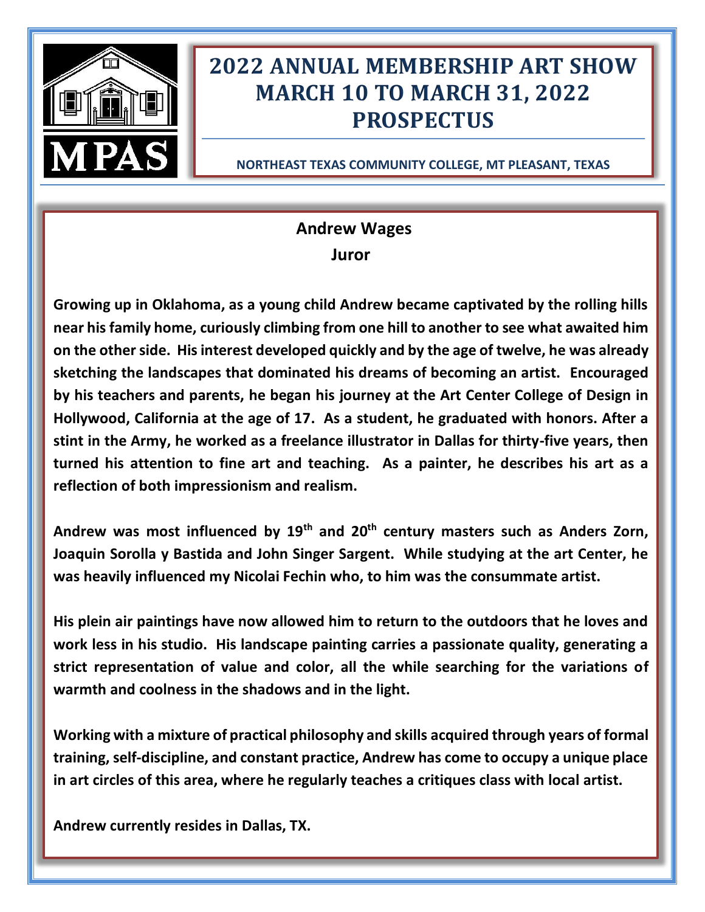MPAS

# 2022 ANNUAL MEMBERSHIP ART SHOW
# MARCH 10 TO MARCH 31, 2022
# PROSPECTUS

**NORTHEAST TEXAS COMMUNITY COLLEGE, MT PLEASANT, TEXAS**

## Andrew Wages
### Juror

**Growing up in Oklahoma, as a young child Andrew became captivated by the rolling hills near his family home, curiously climbing from one hill to another to see what awaited him on the other side. His interest developed quickly and by the age of twelve, he was already sketching the landscapes that dominated his dreams of becoming an artist. Encouraged by his teachers and parents, he began his journey at the Art Center College of Design in Hollywood, California at the age of 17. As a student, he graduated with honors. After a stint in the Army, he worked as a freelance illustrator in Dallas for thirty-five years, then turned his attention to fine art and teaching. As a painter, he describes his art as a reflection of both impressionism and realism.**

**Andrew was most influenced by 19th and 20th century masters such as Anders Zorn, Joaquin Sorolla y Bastida and John Singer Sargent. While studying at the art Center, he was heavily influenced my Nicolai Fechin who, to him was the consummate artist.**

**His plein air paintings have now allowed him to return to the outdoors that he loves and work less in his studio. His landscape painting carries a passionate quality, generating a strict representation of value and color, all the while searching for the variations of warmth and coolness in the shadows and in the light.**

**Working with a mixture of practical philosophy and skills acquired through years of formal training, self-discipline, and constant practice, Andrew has come to occupy a unique place in art circles of this area, where he regularly teaches a critiques class with local artist.**

**Andrew currently resides in Dallas, TX.**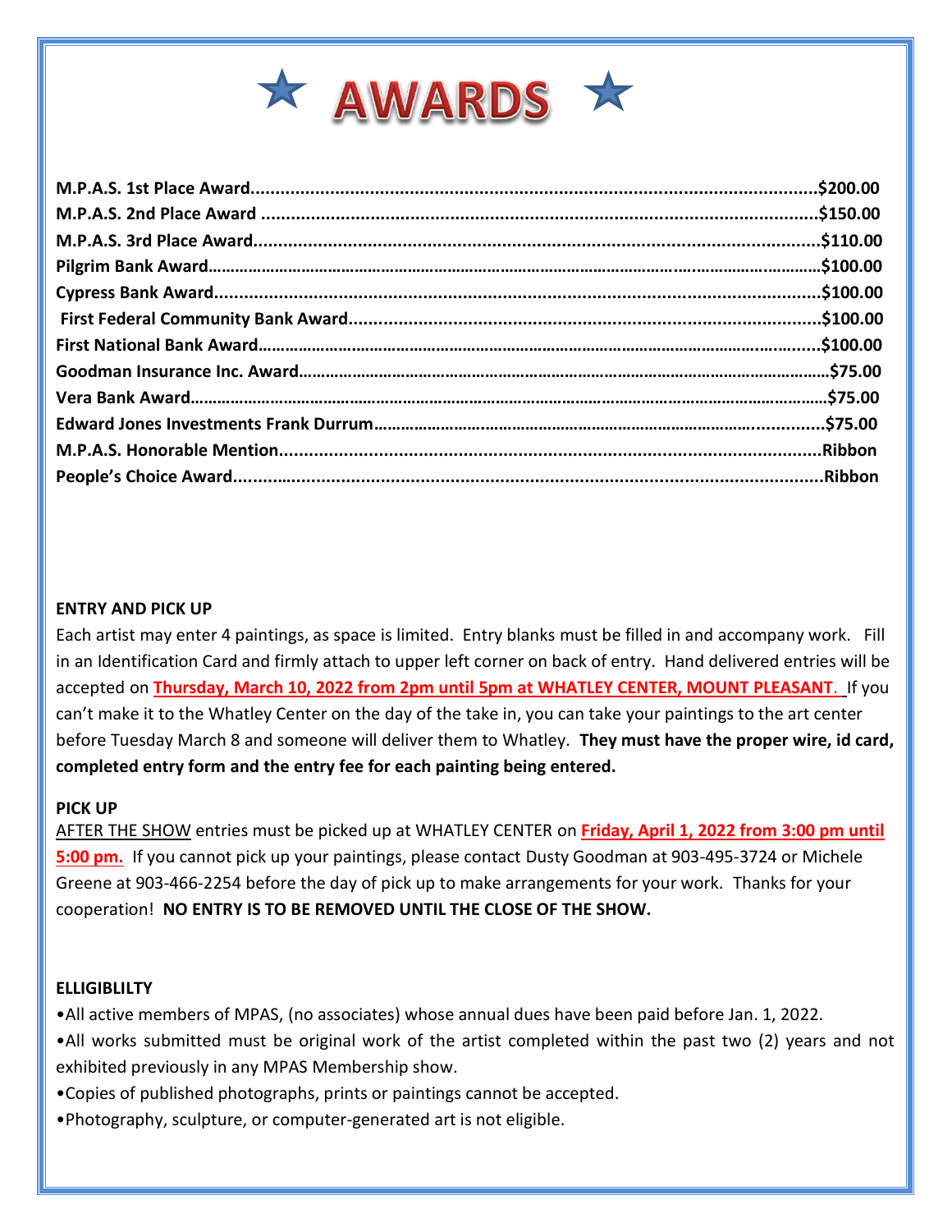# ★ AWARDS ★

**M.P.A.S. 1st Place Award..........................................................................................................$200.00**
**M.P.A.S. 2nd Place Award ..........................................................................................................$150.00**
**M.P.A.S. 3rd Place Award............................................................................................................$110.00**
**Pilgrim Bank Award……………………………………………………………………………………………………………$100.00**
**Cypress Bank Award....................................................................................................................$100.00**
**First Federal Community Bank Award.........................................................................................$100.00**
**First National Bank Award…………………………………………………………………………………………………..$100.00**
**Goodman Insurance Inc. Award…………………………………………………………………………………………….$75.00**
**Vera Bank Award………………………………………………………………………………………………………………….$75.00**
**Edward Jones Investments Frank Durrum…………………………………………………………………….............$75.00**
**M.P.A.S. Honorable Mention.........................................................................................................Ribbon**
**People's Choice Award...................................................................................................................Ribbon**

**ENTRY AND PICK UP**

Each artist may enter 4 paintings, as space is limited. Entry blanks must be filled in and accompany work. Fill in an Identification Card and firmly attach to upper left corner on back of entry. Hand delivered entries will be accepted on **Thursday, March 10, 2022 from 2pm until 5pm at WHATLEY CENTER, MOUNT PLEASANT**. If you can't make it to the Whatley Center on the day of the take in, you can take your paintings to the art center before Tuesday March 8 and someone will deliver them to Whatley. **They must have the proper wire, id card, completed entry form and the entry fee for each painting being entered.**

**PICK UP**

AFTER THE SHOW entries must be picked up at WHATLEY CENTER on **Friday, April 1, 2022 from 3:00 pm until 5:00 pm.** If you cannot pick up your paintings, please contact Dusty Goodman at 903-495-3724 or Michele Greene at 903-466-2254 before the day of pick up to make arrangements for your work. Thanks for your cooperation! **NO ENTRY IS TO BE REMOVED UNTIL THE CLOSE OF THE SHOW.**

**ELLIGIBLILTY**

- All active members of MPAS, (no associates) whose annual dues have been paid before Jan. 1, 2022.
- All works submitted must be original work of the artist completed within the past two (2) years and not exhibited previously in any MPAS Membership show.
- Copies of published photographs, prints or paintings cannot be accepted.
- Photography, sculpture, or computer-generated art is not eligible.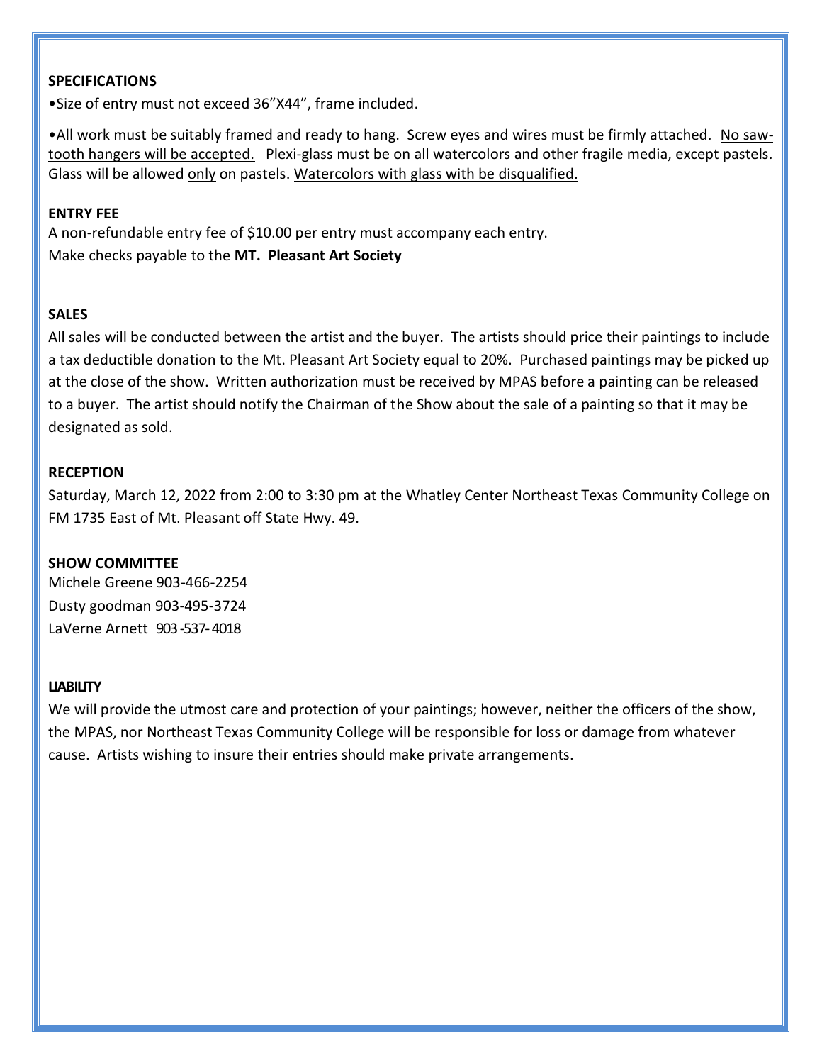**SPECIFICATIONS**

•Size of entry must not exceed 36"X44", frame included.

•All work must be suitably framed and ready to hang. Screw eyes and wires must be firmly attached. No saw-tooth hangers will be accepted. Plexi-glass must be on all watercolors and other fragile media, except pastels. Glass will be allowed only on pastels. Watercolors with glass with be disqualified.

**ENTRY FEE**

A non-refundable entry fee of $10.00 per entry must accompany each entry.
Make checks payable to the **MT. Pleasant Art Society**

**SALES**

All sales will be conducted between the artist and the buyer. The artists should price their paintings to include a tax deductible donation to the Mt. Pleasant Art Society equal to 20%. Purchased paintings may be picked up at the close of the show. Written authorization must be received by MPAS before a painting can be released to a buyer. The artist should notify the Chairman of the Show about the sale of a painting so that it may be designated as sold.

**RECEPTION**

Saturday, March 12, 2022 from 2:00 to 3:30 pm at the Whatley Center Northeast Texas Community College on FM 1735 East of Mt. Pleasant off State Hwy. 49.

**SHOW COMMITTEE**

Michele Greene 903-466-2254
Dusty goodman 903-495-3724
LaVerne Arnett 903-537-4018

**LIABILITY**

We will provide the utmost care and protection of your paintings; however, neither the officers of the show, the MPAS, nor Northeast Texas Community College will be responsible for loss or damage from whatever cause. Artists wishing to insure their entries should make private arrangements.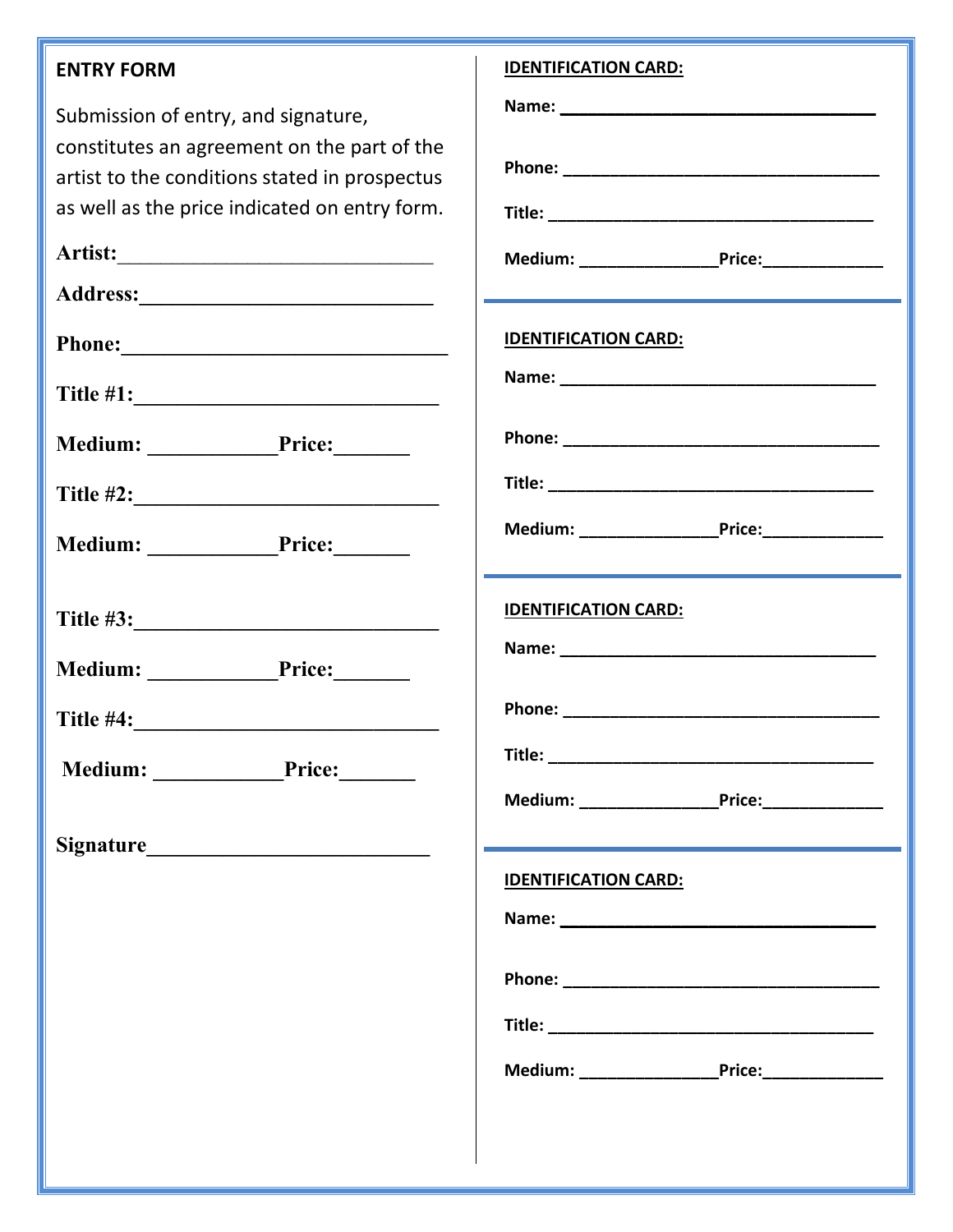**ENTRY FORM**

Submission of entry, and signature, constitutes an agreement on the part of the artist to the conditions stated in prospectus as well as the price indicated on entry form.

**Artist:**______________________________

**Address:**___________________________

**Phone:**______________________________

**Title #1:**____________________________

**Medium:** ____________**Price:**_______

**Title #2:**____________________________

**Medium:** ____________**Price:**_______

**Title #3:**____________________________

**Medium:** ____________**Price:**_______

**Title #4:**____________________________

**Medium:** ____________**Price:**_______

**Signature**___________________________

---

**IDENTIFICATION CARD:**

**Name:** ___________________________________

**Phone:** ___________________________________

**Title:** ____________________________________

**Medium:** _______________**Price:**_____________

---

**IDENTIFICATION CARD:**

**Name:** ___________________________________

**Phone:** ___________________________________

**Title:** ____________________________________

**Medium:** _______________**Price:**_____________

---

**IDENTIFICATION CARD:**

**Name:** ___________________________________

**Phone:** ___________________________________

**Title:** ____________________________________

**Medium:** _______________**Price:**_____________

---

**IDENTIFICATION CARD:**

**Name:** ___________________________________

**Phone:** ___________________________________

**Title:** ____________________________________

**Medium:** _______________**Price:**_____________